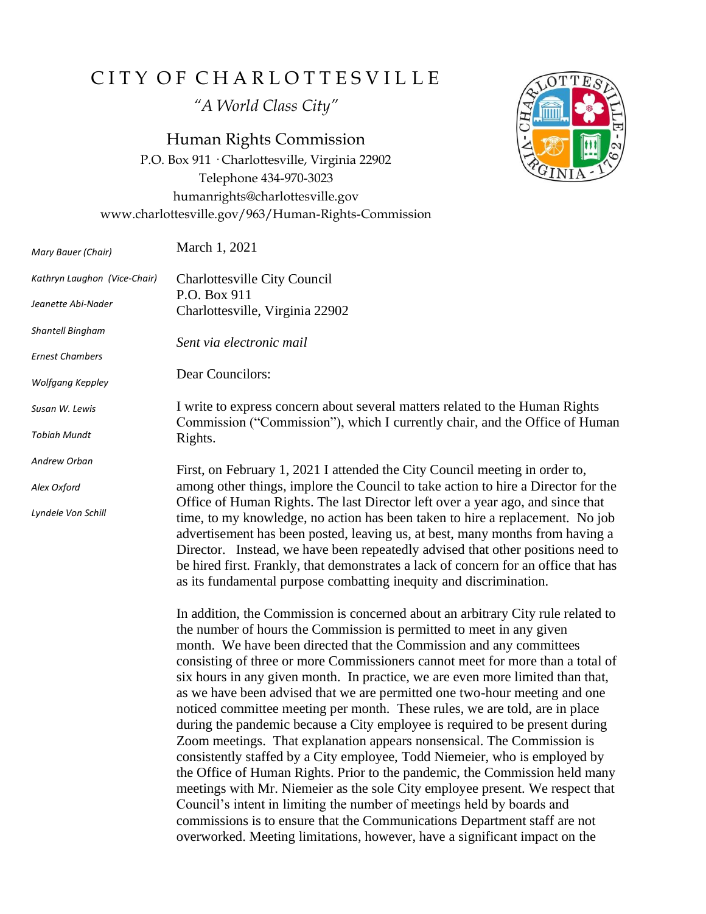# CITY OF CHARLOTTESVILLE

*"A World Class City"*

## Human Rights Commission

P.O. Box 911 · Charlottesville, Virginia 22902
Telephone 434-970-3023
humanrights@charlottesville.gov
www.charlottesville.gov/963/Human-Rights-Commission

*Mary Bauer (Chair)*
*Kathryn Laughon (Vice-Chair)*
*Jeanette Abi-Nader*
*Shantell Bingham*
*Ernest Chambers*
*Wolfgang Keppley*
*Susan W. Lewis*
*Tobiah Mundt*
*Andrew Orban*
*Alex Oxford*
*Lyndele Von Schill*

March 1, 2021

Charlottesville City Council
P.O. Box 911
Charlottesville, Virginia 22902

*Sent via electronic mail*

Dear Councilors:

I write to express concern about several matters related to the Human Rights Commission ("Commission"), which I currently chair, and the Office of Human Rights.

First, on February 1, 2021 I attended the City Council meeting in order to, among other things, implore the Council to take action to hire a Director for the Office of Human Rights. The last Director left over a year ago, and since that time, to my knowledge, no action has been taken to hire a replacement. No job advertisement has been posted, leaving us, at best, many months from having a Director. Instead, we have been repeatedly advised that other positions need to be hired first. Frankly, that demonstrates a lack of concern for an office that has as its fundamental purpose combatting inequity and discrimination.

In addition, the Commission is concerned about an arbitrary City rule related to the number of hours the Commission is permitted to meet in any given month. We have been directed that the Commission and any committees consisting of three or more Commissioners cannot meet for more than a total of six hours in any given month. In practice, we are even more limited than that, as we have been advised that we are permitted one two-hour meeting and one noticed committee meeting per month. These rules, we are told, are in place during the pandemic because a City employee is required to be present during Zoom meetings. That explanation appears nonsensical. The Commission is consistently staffed by a City employee, Todd Niemeier, who is employed by the Office of Human Rights. Prior to the pandemic, the Commission held many meetings with Mr. Niemeier as the sole City employee present. We respect that Council's intent in limiting the number of meetings held by boards and commissions is to ensure that the Communications Department staff are not overworked. Meeting limitations, however, have a significant impact on the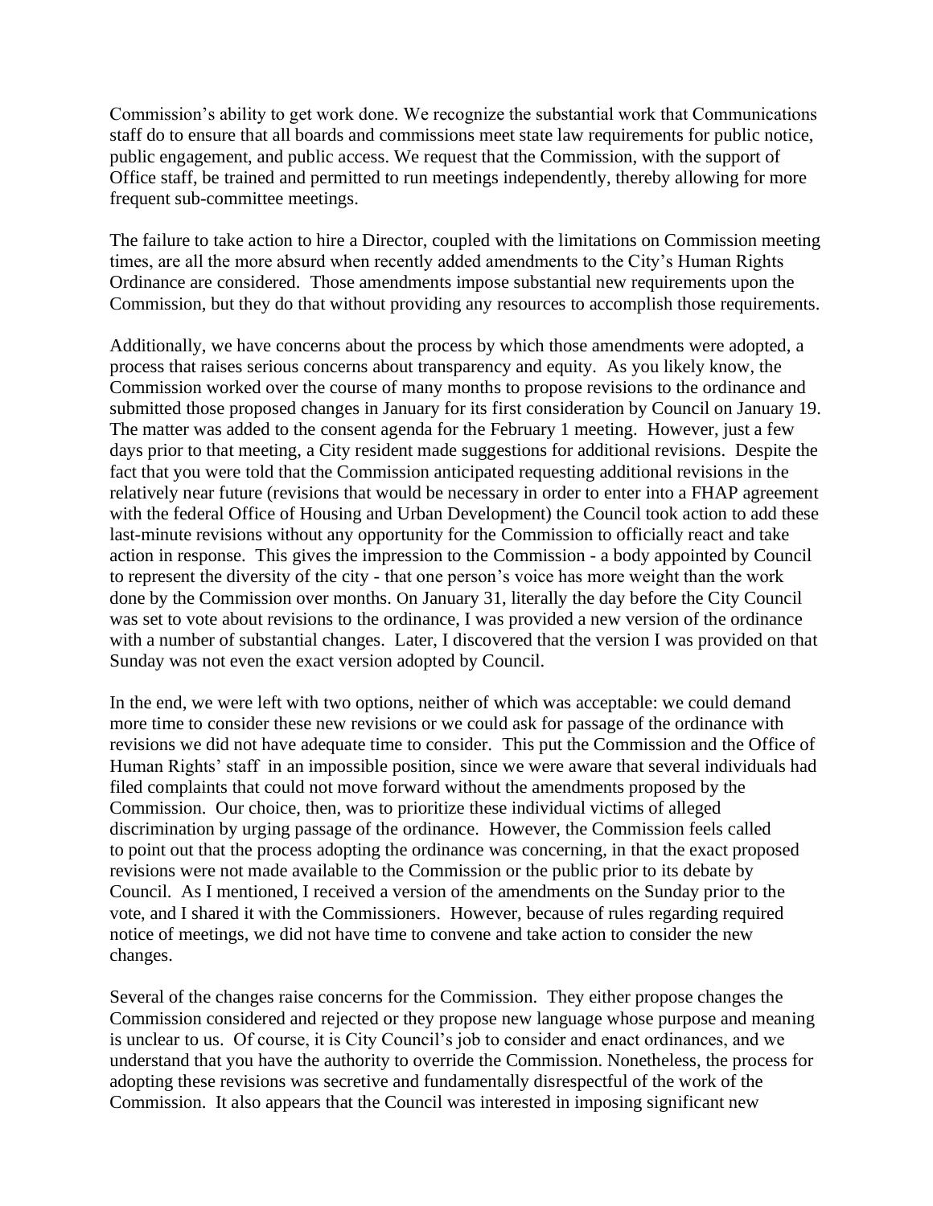Commission's ability to get work done. We recognize the substantial work that Communications staff do to ensure that all boards and commissions meet state law requirements for public notice, public engagement, and public access. We request that the Commission, with the support of Office staff, be trained and permitted to run meetings independently, thereby allowing for more frequent sub-committee meetings.

The failure to take action to hire a Director, coupled with the limitations on Commission meeting times, are all the more absurd when recently added amendments to the City's Human Rights Ordinance are considered. Those amendments impose substantial new requirements upon the Commission, but they do that without providing any resources to accomplish those requirements.

Additionally, we have concerns about the process by which those amendments were adopted, a process that raises serious concerns about transparency and equity. As you likely know, the Commission worked over the course of many months to propose revisions to the ordinance and submitted those proposed changes in January for its first consideration by Council on January 19. The matter was added to the consent agenda for the February 1 meeting. However, just a few days prior to that meeting, a City resident made suggestions for additional revisions. Despite the fact that you were told that the Commission anticipated requesting additional revisions in the relatively near future (revisions that would be necessary in order to enter into a FHAP agreement with the federal Office of Housing and Urban Development) the Council took action to add these last-minute revisions without any opportunity for the Commission to officially react and take action in response. This gives the impression to the Commission - a body appointed by Council to represent the diversity of the city - that one person's voice has more weight than the work done by the Commission over months. On January 31, literally the day before the City Council was set to vote about revisions to the ordinance, I was provided a new version of the ordinance with a number of substantial changes. Later, I discovered that the version I was provided on that Sunday was not even the exact version adopted by Council.

In the end, we were left with two options, neither of which was acceptable: we could demand more time to consider these new revisions or we could ask for passage of the ordinance with revisions we did not have adequate time to consider. This put the Commission and the Office of Human Rights' staff in an impossible position, since we were aware that several individuals had filed complaints that could not move forward without the amendments proposed by the Commission. Our choice, then, was to prioritize these individual victims of alleged discrimination by urging passage of the ordinance. However, the Commission feels called to point out that the process adopting the ordinance was concerning, in that the exact proposed revisions were not made available to the Commission or the public prior to its debate by Council. As I mentioned, I received a version of the amendments on the Sunday prior to the vote, and I shared it with the Commissioners. However, because of rules regarding required notice of meetings, we did not have time to convene and take action to consider the new changes.

Several of the changes raise concerns for the Commission. They either propose changes the Commission considered and rejected or they propose new language whose purpose and meaning is unclear to us. Of course, it is City Council's job to consider and enact ordinances, and we understand that you have the authority to override the Commission. Nonetheless, the process for adopting these revisions was secretive and fundamentally disrespectful of the work of the Commission. It also appears that the Council was interested in imposing significant new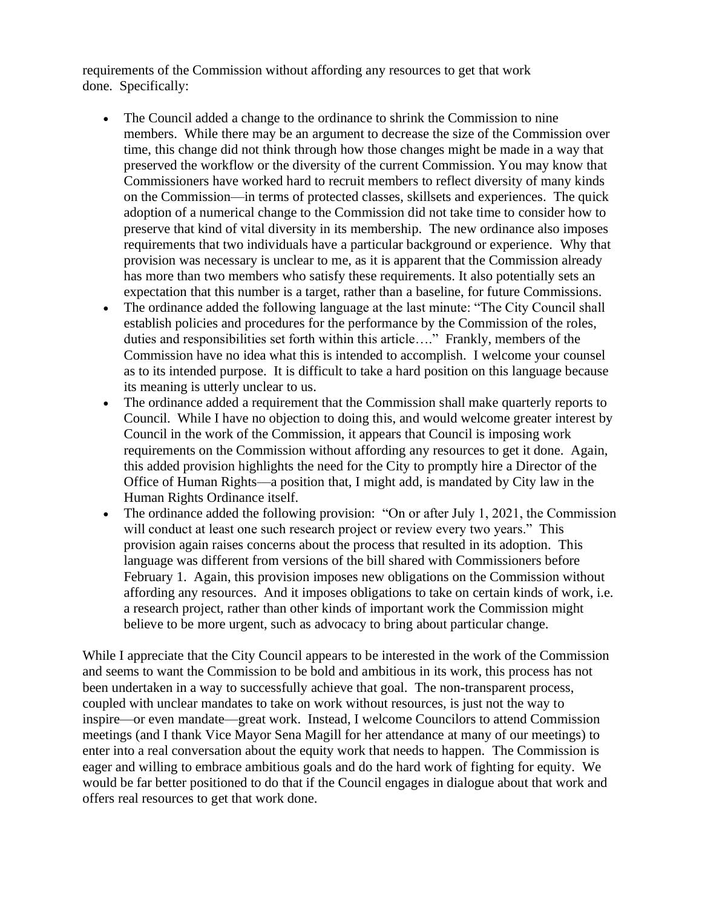requirements of the Commission without affording any resources to get that work done. Specifically:

- The Council added a change to the ordinance to shrink the Commission to nine members. While there may be an argument to decrease the size of the Commission over time, this change did not think through how those changes might be made in a way that preserved the workflow or the diversity of the current Commission. You may know that Commissioners have worked hard to recruit members to reflect diversity of many kinds on the Commission—in terms of protected classes, skillsets and experiences. The quick adoption of a numerical change to the Commission did not take time to consider how to preserve that kind of vital diversity in its membership. The new ordinance also imposes requirements that two individuals have a particular background or experience. Why that provision was necessary is unclear to me, as it is apparent that the Commission already has more than two members who satisfy these requirements. It also potentially sets an expectation that this number is a target, rather than a baseline, for future Commissions.
- The ordinance added the following language at the last minute: "The City Council shall establish policies and procedures for the performance by the Commission of the roles, duties and responsibilities set forth within this article…." Frankly, members of the Commission have no idea what this is intended to accomplish. I welcome your counsel as to its intended purpose. It is difficult to take a hard position on this language because its meaning is utterly unclear to us.
- The ordinance added a requirement that the Commission shall make quarterly reports to Council. While I have no objection to doing this, and would welcome greater interest by Council in the work of the Commission, it appears that Council is imposing work requirements on the Commission without affording any resources to get it done. Again, this added provision highlights the need for the City to promptly hire a Director of the Office of Human Rights—a position that, I might add, is mandated by City law in the Human Rights Ordinance itself.
- The ordinance added the following provision: "On or after July 1, 2021, the Commission will conduct at least one such research project or review every two years." This provision again raises concerns about the process that resulted in its adoption. This language was different from versions of the bill shared with Commissioners before February 1. Again, this provision imposes new obligations on the Commission without affording any resources. And it imposes obligations to take on certain kinds of work, i.e. a research project, rather than other kinds of important work the Commission might believe to be more urgent, such as advocacy to bring about particular change.

While I appreciate that the City Council appears to be interested in the work of the Commission and seems to want the Commission to be bold and ambitious in its work, this process has not been undertaken in a way to successfully achieve that goal. The non-transparent process, coupled with unclear mandates to take on work without resources, is just not the way to inspire—or even mandate—great work. Instead, I welcome Councilors to attend Commission meetings (and I thank Vice Mayor Sena Magill for her attendance at many of our meetings) to enter into a real conversation about the equity work that needs to happen. The Commission is eager and willing to embrace ambitious goals and do the hard work of fighting for equity. We would be far better positioned to do that if the Council engages in dialogue about that work and offers real resources to get that work done.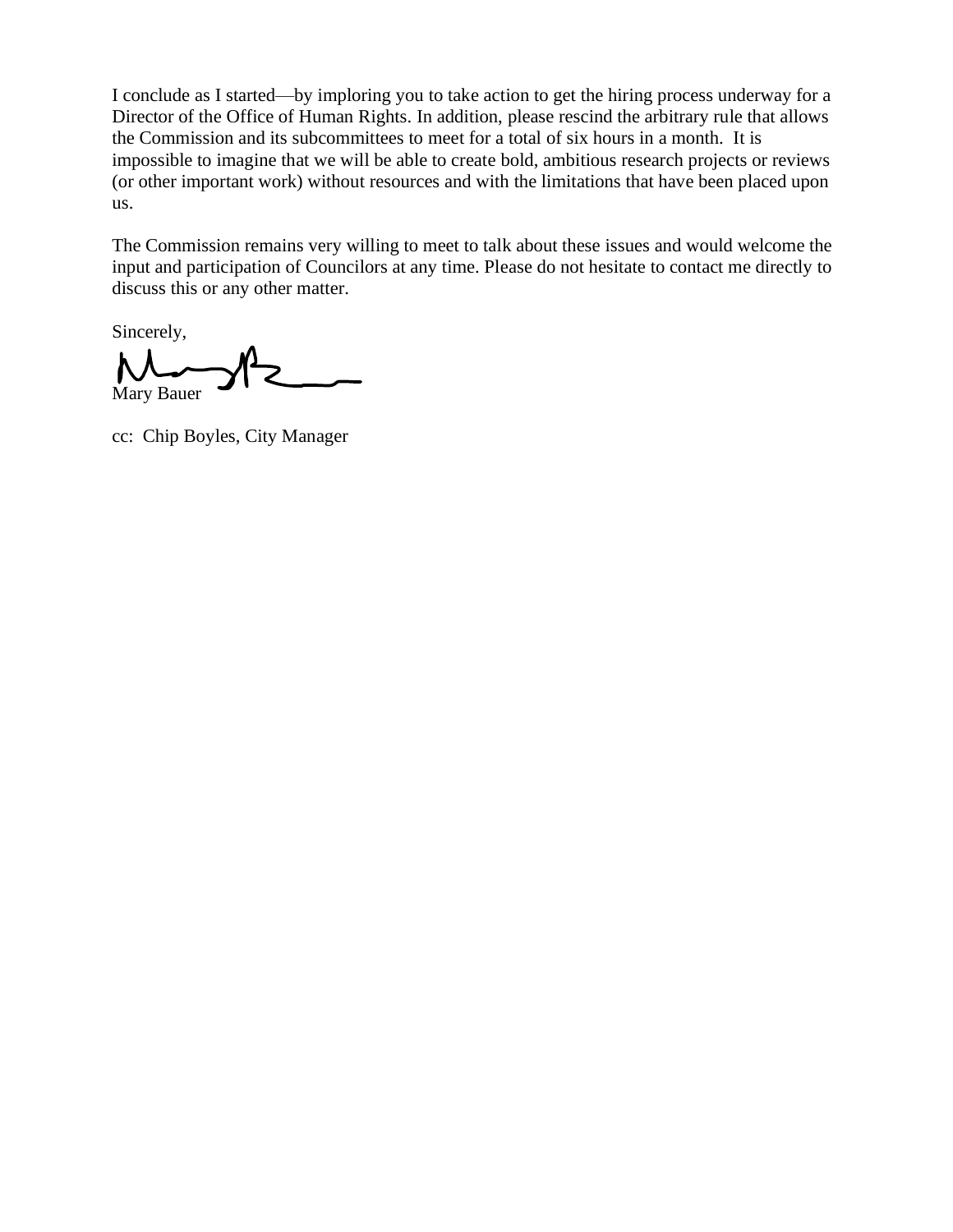I conclude as I started—by imploring you to take action to get the hiring process underway for a Director of the Office of Human Rights. In addition, please rescind the arbitrary rule that allows the Commission and its subcommittees to meet for a total of six hours in a month. It is impossible to imagine that we will be able to create bold, ambitious research projects or reviews (or other important work) without resources and with the limitations that have been placed upon us.

The Commission remains very willing to meet to talk about these issues and would welcome the input and participation of Councilors at any time. Please do not hesitate to contact me directly to discuss this or any other matter.

Sincerely,

Mary Bauer

cc: Chip Boyles, City Manager